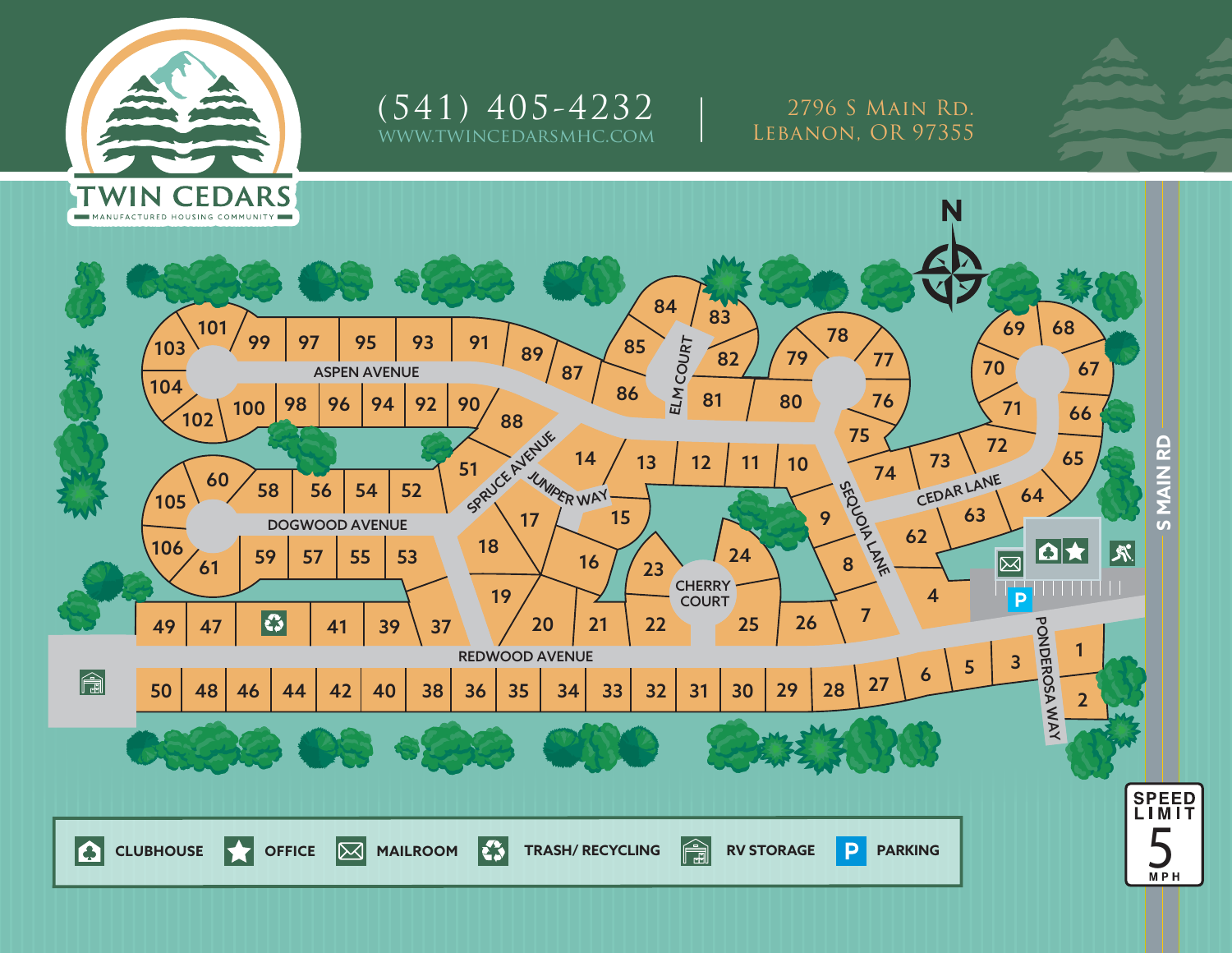# TWIN CEDARS

MANUFACTURED HOUSING COMMUNITY

(541) 405-4232
WWW.TWINCEDARSMHC.COM

2796 S Main Rd.
Lebanon, OR 97355

N

ASPEN AVENUE

DOGWOOD AVENUE

SPRUCE AVENUE

JUNIPER WAY

ELM COURT

CHERRY COURT

SEQUOIA LANE

CEDAR LANE

REDWOOD AVENUE

PONDEROSA WAY

S MAIN RD

101 103 99 97 95 93 91 89 87 85 84 83 82 86 81 80 79 78 77 76 75 69 68 70 67 71 66 72 65 73 74 64 63 62

104 102 100 98 96 94 92 90 88 14 13 12 11 10 9 8 4 7

105 60 58 56 54 52 51 17 15 106 61 59 57 55 53 18 16 23 24 19 37 20 21 22 25 26

49 47 41 39

50 48 46 44 42 40 38 36 35 34 33 32 31 30 29 28 27 6 5 3 1 2

| | |
|---|---|
| CLUBHOUSE | OFFICE |
| MAILROOM | TRASH/ RECYCLING |
| RV STORAGE | PARKING |

SPEED LIMIT 5 MPH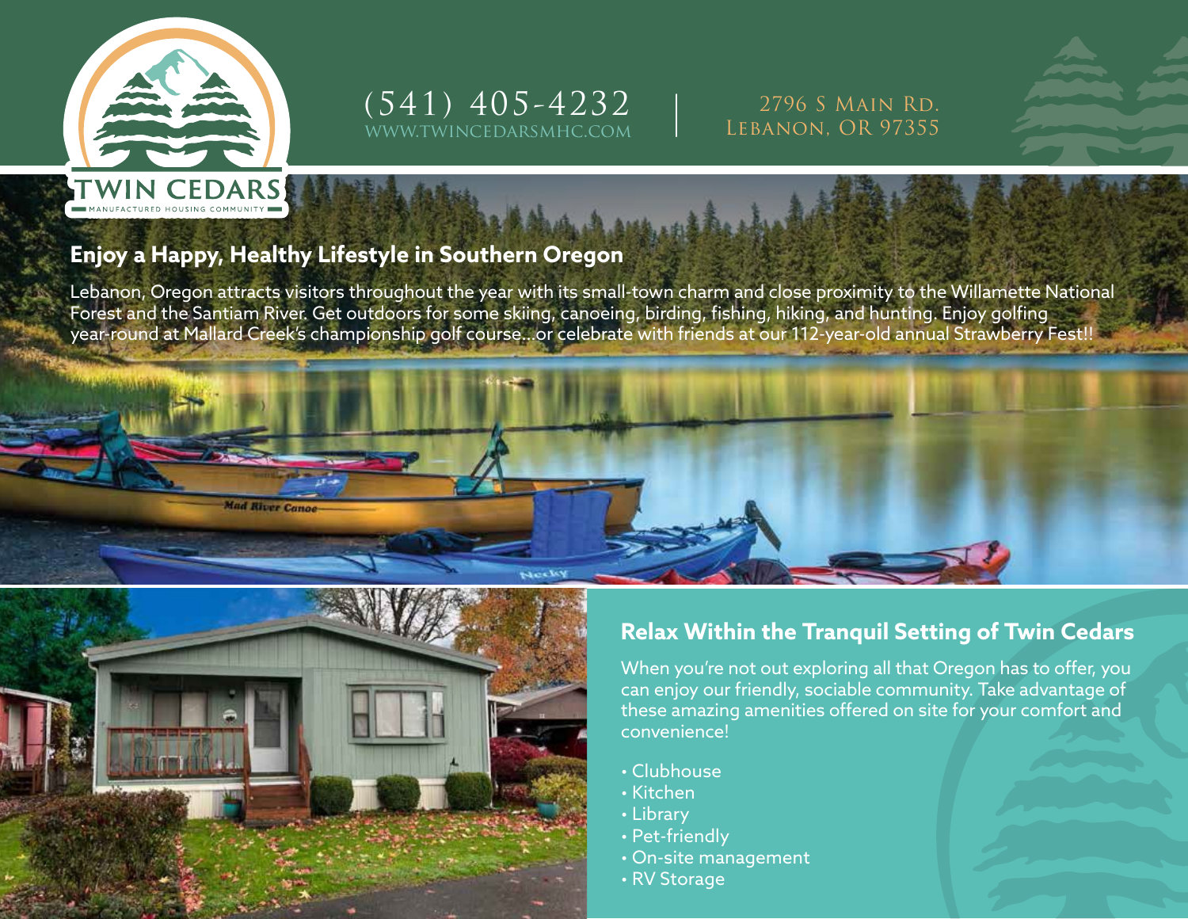TWIN CEDARS

MANUFACTURED HOUSING COMMUNITY

(541) 405-4232
WWW.TWINCEDARSMHC.COM

2796 S Main Rd.
Lebanon, OR 97355

## Enjoy a Happy, Healthy Lifestyle in Southern Oregon

Lebanon, Oregon attracts visitors throughout the year with its small-town charm and close proximity to the Willamette National Forest and the Santiam River. Get outdoors for some skiing, canoeing, birding, fishing, hiking, and hunting. Enjoy golfing year-round at Mallard Creek's championship golf course...or celebrate with friends at our 112-year-old annual Strawberry Fest!!

## Relax Within the Tranquil Setting of Twin Cedars

When you're not out exploring all that Oregon has to offer, you can enjoy our friendly, sociable community. Take advantage of these amazing amenities offered on site for your comfort and convenience!

- Clubhouse
- Kitchen
- Library
- Pet-friendly
- On-site management
- RV Storage